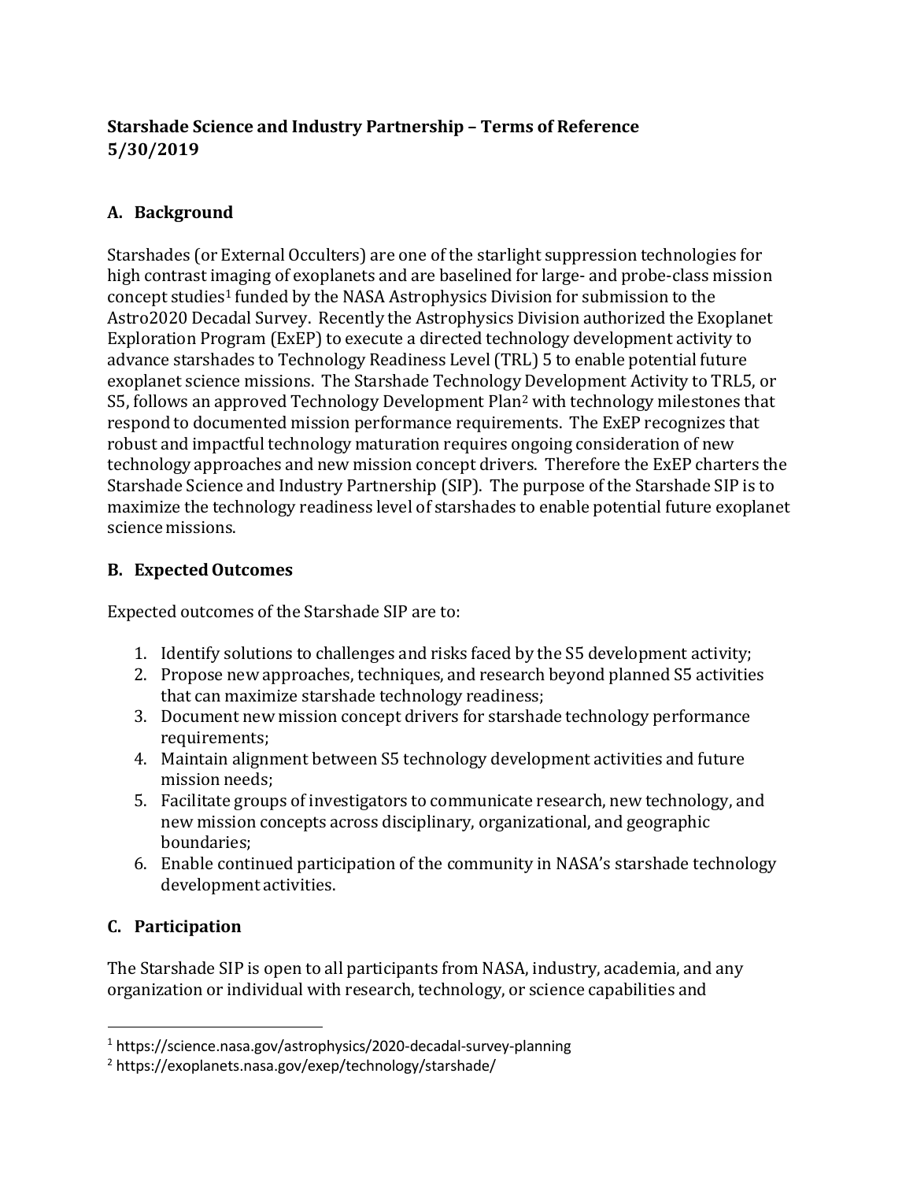**Starshade Science and Industry Partnership – Terms of Reference**
**5/30/2019**

## A. Background

Starshades (or External Occulters) are one of the starlight suppression technologies for high contrast imaging of exoplanets and are baselined for large- and probe-class mission concept studies[1] funded by the NASA Astrophysics Division for submission to the Astro2020 Decadal Survey. Recently the Astrophysics Division authorized the Exoplanet Exploration Program (ExEP) to execute a directed technology development activity to advance starshades to Technology Readiness Level (TRL) 5 to enable potential future exoplanet science missions. The Starshade Technology Development Activity to TRL5, or S5, follows an approved Technology Development Plan[2] with technology milestones that respond to documented mission performance requirements. The ExEP recognizes that robust and impactful technology maturation requires ongoing consideration of new technology approaches and new mission concept drivers. Therefore the ExEP charters the Starshade Science and Industry Partnership (SIP). The purpose of the Starshade SIP is to maximize the technology readiness level of starshades to enable potential future exoplanet science missions.

## B. Expected Outcomes

Expected outcomes of the Starshade SIP are to:

1. Identify solutions to challenges and risks faced by the S5 development activity;
2. Propose new approaches, techniques, and research beyond planned S5 activities that can maximize starshade technology readiness;
3. Document new mission concept drivers for starshade technology performance requirements;
4. Maintain alignment between S5 technology development activities and future mission needs;
5. Facilitate groups of investigators to communicate research, new technology, and new mission concepts across disciplinary, organizational, and geographic boundaries;
6. Enable continued participation of the community in NASA's starshade technology development activities.

## C. Participation

The Starshade SIP is open to all participants from NASA, industry, academia, and any organization or individual with research, technology, or science capabilities and

---

[1] https://science.nasa.gov/astrophysics/2020-decadal-survey-planning

[2] https://exoplanets.nasa.gov/exep/technology/starshade/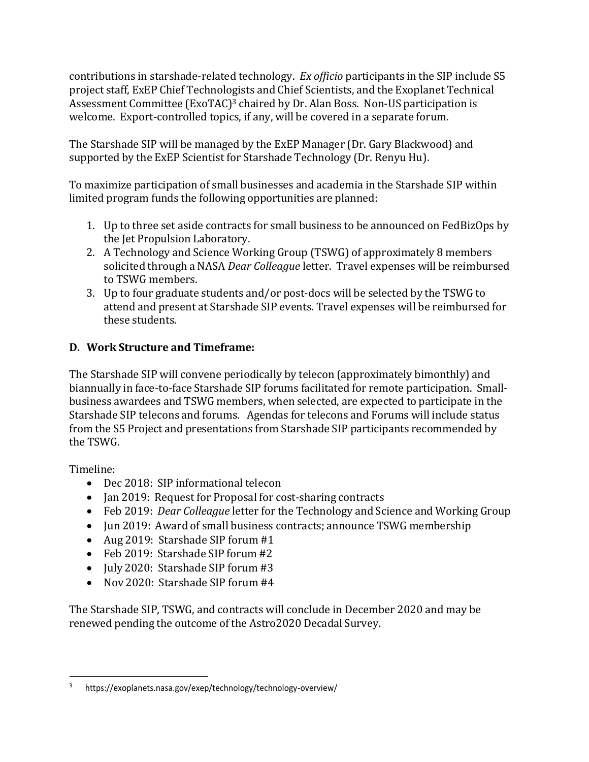contributions in starshade-related technology. *Ex officio* participants in the SIP include S5 project staff, ExEP Chief Technologists and Chief Scientists, and the Exoplanet Technical Assessment Committee (ExoTAC)[3] chaired by Dr. Alan Boss. Non-US participation is welcome. Export-controlled topics, if any, will be covered in a separate forum.

The Starshade SIP will be managed by the ExEP Manager (Dr. Gary Blackwood) and supported by the ExEP Scientist for Starshade Technology (Dr. Renyu Hu).

To maximize participation of small businesses and academia in the Starshade SIP within limited program funds the following opportunities are planned:

1. Up to three set aside contracts for small business to be announced on FedBizOps by the Jet Propulsion Laboratory.
2. A Technology and Science Working Group (TSWG) of approximately 8 members solicited through a NASA *Dear Colleague* letter. Travel expenses will be reimbursed to TSWG members.
3. Up to four graduate students and/or post-docs will be selected by the TSWG to attend and present at Starshade SIP events. Travel expenses will be reimbursed for these students.

## D. Work Structure and Timeframe:

The Starshade SIP will convene periodically by telecon (approximately bimonthly) and biannually in face-to-face Starshade SIP forums facilitated for remote participation. Small-business awardees and TSWG members, when selected, are expected to participate in the Starshade SIP telecons and forums. Agendas for telecons and Forums will include status from the S5 Project and presentations from Starshade SIP participants recommended by the TSWG.

Timeline:

- Dec 2018: SIP informational telecon
- Jan 2019: Request for Proposal for cost-sharing contracts
- Feb 2019: *Dear Colleague* letter for the Technology and Science and Working Group
- Jun 2019: Award of small business contracts; announce TSWG membership
- Aug 2019: Starshade SIP forum #1
- Feb 2019: Starshade SIP forum #2
- July 2020: Starshade SIP forum #3
- Nov 2020: Starshade SIP forum #4

The Starshade SIP, TSWG, and contracts will conclude in December 2020 and may be renewed pending the outcome of the Astro2020 Decadal Survey.

[3] https://exoplanets.nasa.gov/exep/technology/technology-overview/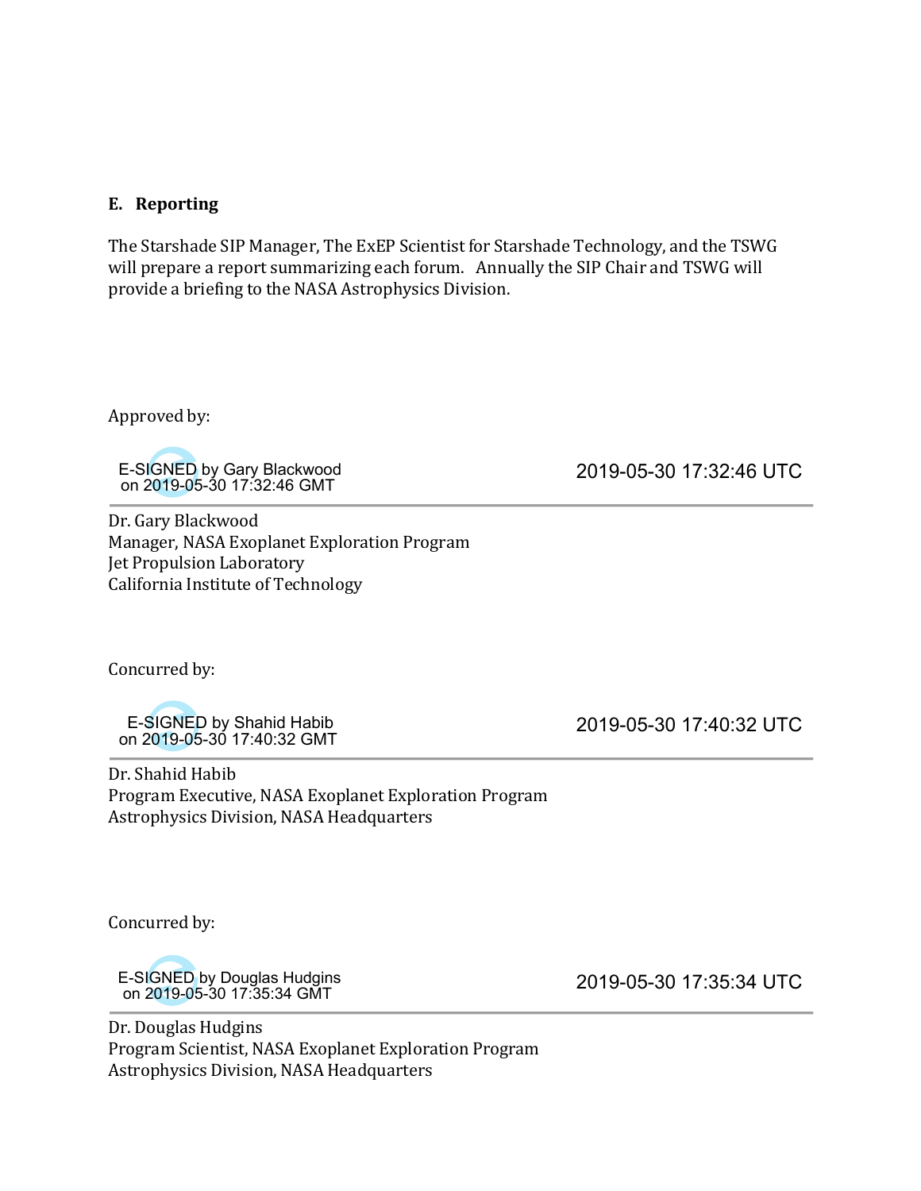## E. Reporting

The Starshade SIP Manager, The ExEP Scientist for Starshade Technology, and the TSWG will prepare a report summarizing each forum. Annually the SIP Chair and TSWG will provide a briefing to the NASA Astrophysics Division.

Approved by:

E-SIGNED by Gary Blackwood
on 2019-05-30 17:32:46 GMT

2019-05-30 17:32:46 UTC

Dr. Gary Blackwood
Manager, NASA Exoplanet Exploration Program
Jet Propulsion Laboratory
California Institute of Technology

Concurred by:

E-SIGNED by Shahid Habib
on 2019-05-30 17:40:32 GMT

2019-05-30 17:40:32 UTC

Dr. Shahid Habib
Program Executive, NASA Exoplanet Exploration Program
Astrophysics Division, NASA Headquarters

Concurred by:

E-SIGNED by Douglas Hudgins
on 2019-05-30 17:35:34 GMT

2019-05-30 17:35:34 UTC

Dr. Douglas Hudgins
Program Scientist, NASA Exoplanet Exploration Program
Astrophysics Division, NASA Headquarters